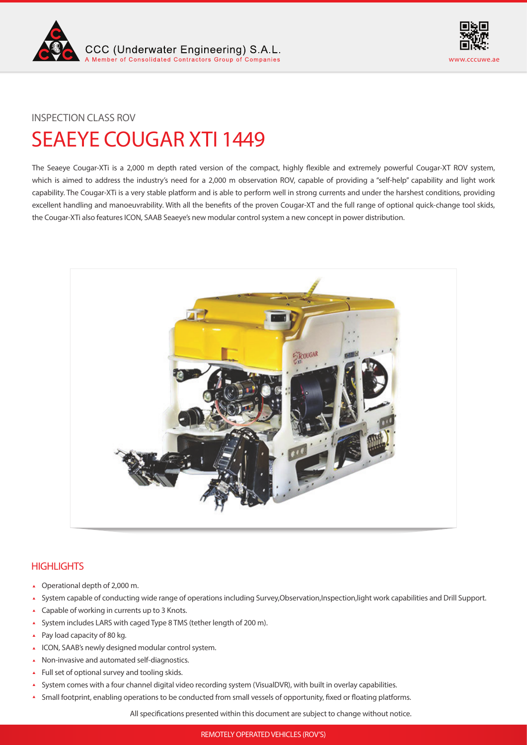INSPECTION CLASS ROV

# SEAEYE COUGAR XTI 1449

The Seaeye Cougar-XTi is a 2,000 m depth rated version of the compact, highly flexible and extremely powerful Cougar-XT ROV system, which is aimed to address the industry's need for a 2,000 m observation ROV, capable of providing a "self-help" capability and light work capability. The Cougar-XTi is a very stable platform and is able to perform well in strong currents and under the harshest conditions, providing excellent handling and manoeuvrability. With all the benefits of the proven Cougar-XT and the full range of optional quick-change tool skids, the Cougar-XTi also features ICON, SAAB Seaeye's new modular control system a new concept in power distribution.

## HIGHLIGHTS

- Operational depth of 2,000 m.
- System capable of conducting wide range of operations including Survey,Observation,Inspection,light work capabilities and Drill Support.
- Capable of working in currents up to 3 Knots.
- System includes LARS with caged Type 8 TMS (tether length of 200 m).
- Pay load capacity of 80 kg.
- ICON, SAAB's newly designed modular control system.
- Non-invasive and automated self-diagnostics.
- Full set of optional survey and tooling skids.
- System comes with a four channel digital video recording system (VisualDVR), with built in overlay capabilities.
- Small footprint, enabling operations to be conducted from small vessels of opportunity, fixed or floating platforms.

All specifications presented within this document are subject to change without notice.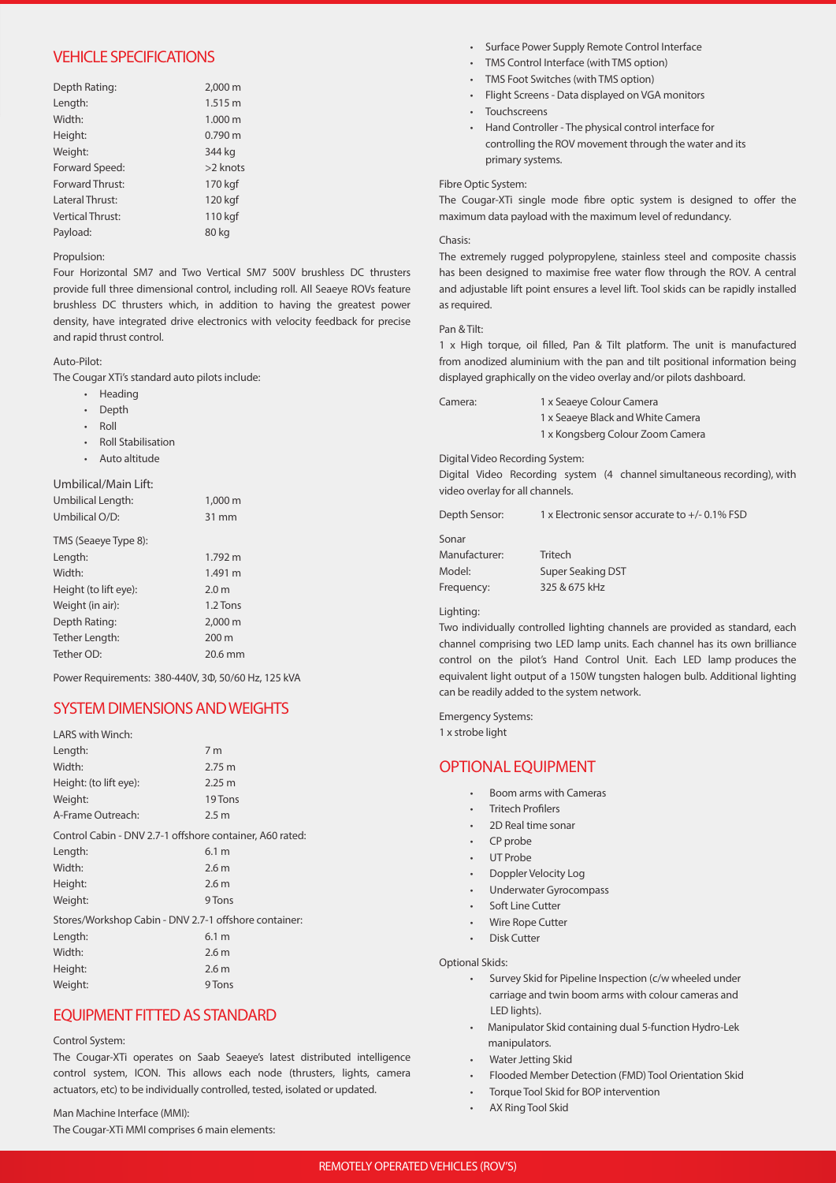## VEHICLE SPECIFICATIONS

| | |
|---|---|
| Depth Rating: | 2,000 m |
| Length: | 1.515 m |
| Width: | 1.000 m |
| Height: | 0.790 m |
| Weight: | 344 kg |
| Forward Speed: | >2 knots |
| Forward Thrust: | 170 kgf |
| Lateral Thrust: | 120 kgf |
| Vertical Thrust: | 110 kgf |
| Payload: | 80 kg |

Propulsion:
Four Horizontal SM7 and Two Vertical SM7 500V brushless DC thrusters provide full three dimensional control, including roll. All Seaeye ROVs feature brushless DC thrusters which, in addition to having the greatest power density, have integrated drive electronics with velocity feedback for precise and rapid thrust control.

Auto-Pilot:
The Cougar XTi's standard auto pilots include:

- Heading
- Depth
- Roll
- Roll Stabilisation
- Auto altitude

Umbilical/Main Lift:

| | |
|---|---|
| Umbilical Length: | 1,000 m |
| Umbilical O/D: | 31 mm |

TMS (Seaeye Type 8):

| | |
|---|---|
| Length: | 1.792 m |
| Width: | 1.491 m |
| Height (to lift eye): | 2.0 m |
| Weight (in air): | 1.2 Tons |
| Depth Rating: | 2,000 m |
| Tether Length: | 200 m |
| Tether OD: | 20.6 mm |

Power Requirements: 380-440V, 3Φ, 50/60 Hz, 125 kVA

## SYSTEM DIMENSIONS AND WEIGHTS

LARS with Winch:

| | |
|---|---|
| Length: | 7 m |
| Width: | 2.75 m |
| Height: (to lift eye): | 2.25 m |
| Weight: | 19 Tons |
| A-Frame Outreach: | 2.5 m |

Control Cabin - DNV 2.7-1 offshore container, A60 rated:

| | |
|---|---|
| Length: | 6.1 m |
| Width: | 2.6 m |
| Height: | 2.6 m |
| Weight: | 9 Tons |

Stores/Workshop Cabin - DNV 2.7-1 offshore container:

| | |
|---|---|
| Length: | 6.1 m |
| Width: | 2.6 m |
| Height: | 2.6 m |
| Weight: | 9 Tons |

## EQUIPMENT FITTED AS STANDARD

Control System:
The Cougar-XTi operates on Saab Seaeye's latest distributed intelligence control system, ICON. This allows each node (thrusters, lights, camera actuators, etc) to be individually controlled, tested, isolated or updated.

Man Machine Interface (MMI):
The Cougar-XTi MMI comprises 6 main elements:

- Surface Power Supply Remote Control Interface
- TMS Control Interface (with TMS option)
- TMS Foot Switches (with TMS option)
- Flight Screens - Data displayed on VGA monitors
- Touchscreens
- Hand Controller - The physical control interface for controlling the ROV movement through the water and its primary systems.

Fibre Optic System:
The Cougar-XTi single mode fibre optic system is designed to offer the maximum data payload with the maximum level of redundancy.

Chasis:
The extremely rugged polypropylene, stainless steel and composite chassis has been designed to maximise free water flow through the ROV. A central and adjustable lift point ensures a level lift. Tool skids can be rapidly installed as required.

Pan & Tilt:
1 x High torque, oil filled, Pan & Tilt platform. The unit is manufactured from anodized aluminium with the pan and tilt positional information being displayed graphically on the video overlay and/or pilots dashboard.

| | |
|---|---|
| Camera: | 1 x Seaeye Colour Camera |
| | 1 x Seaeye Black and White Camera |
| | 1 x Kongsberg Colour Zoom Camera |

Digital Video Recording System:
Digital Video Recording system (4 channel simultaneous recording), with video overlay for all channels.

Depth Sensor: 1 x Electronic sensor accurate to +/- 0.1% FSD

Sonar

| | |
|---|---|
| Manufacturer: | Tritech |
| Model: | Super Seaking DST |
| Frequency: | 325 & 675 kHz |

Lighting:
Two individually controlled lighting channels are provided as standard, each channel comprising two LED lamp units. Each channel has its own brilliance control on the pilot's Hand Control Unit. Each LED lamp produces the equivalent light output of a 150W tungsten halogen bulb. Additional lighting can be readily added to the system network.

Emergency Systems:
1 x strobe light

## OPTIONAL EQUIPMENT

- Boom arms with Cameras
- Tritech Profilers
- 2D Real time sonar
- CP probe
- UT Probe
- Doppler Velocity Log
- Underwater Gyrocompass
- Soft Line Cutter
- Wire Rope Cutter
- Disk Cutter

Optional Skids:

- Survey Skid for Pipeline Inspection (c/w wheeled under carriage and twin boom arms with colour cameras and LED lights).
- Manipulator Skid containing dual 5-function Hydro-Lek manipulators.
- Water Jetting Skid
- Flooded Member Detection (FMD) Tool Orientation Skid
- Torque Tool Skid for BOP intervention
- AX Ring Tool Skid